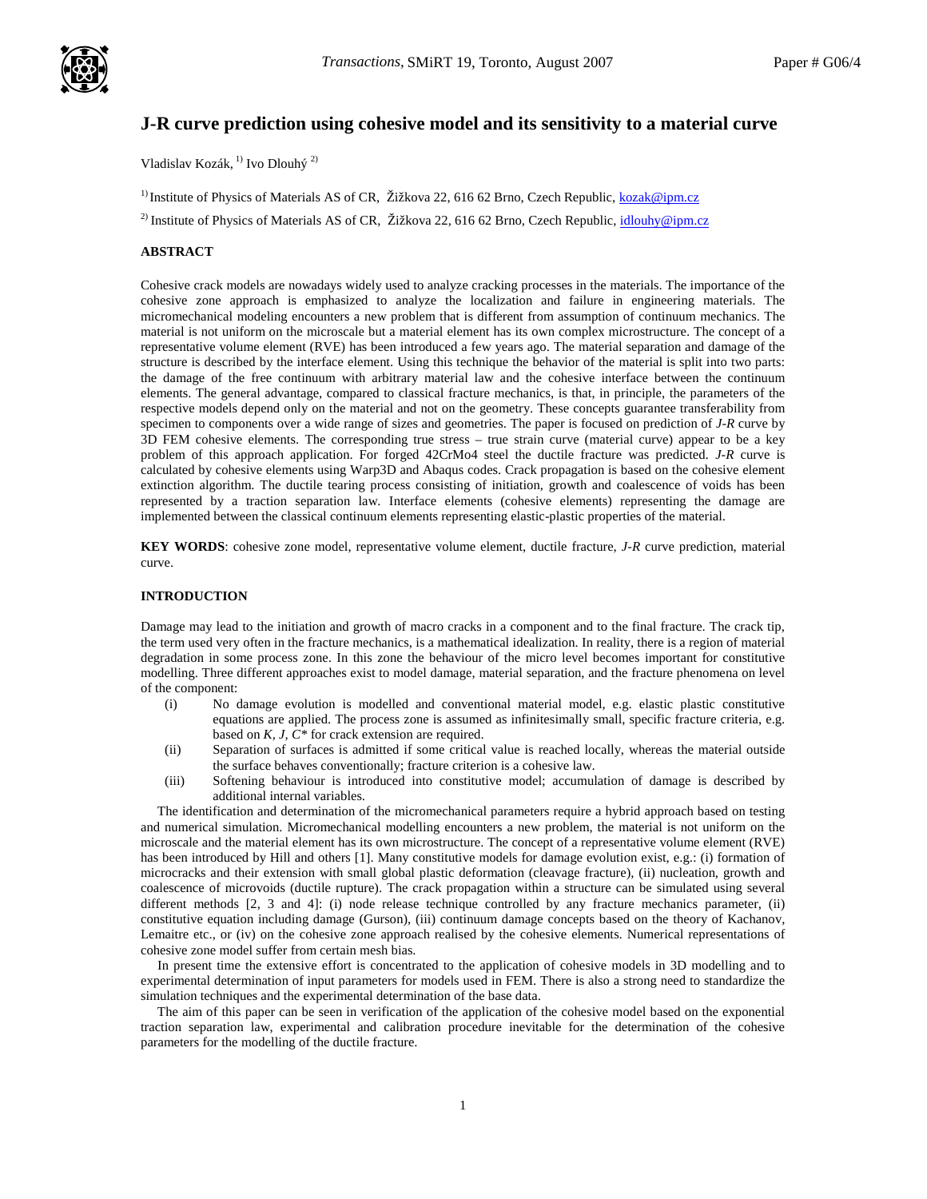# J-R curve prediction using cohesive model and its sensitivity to a material curve

Vladislav Kozák, [1] Ivo Dlouhý [2]

[1] Institute of Physics of Materials AS of CR, Žižkova 22, 616 62 Brno, Czech Republic, kozak@ipm.cz

[2] Institute of Physics of Materials AS of CR, Žižkova 22, 616 62 Brno, Czech Republic, idlouhy@ipm.cz

## ABSTRACT

Cohesive crack models are nowadays widely used to analyze cracking processes in the materials. The importance of the cohesive zone approach is emphasized to analyze the localization and failure in engineering materials. The micromechanical modeling encounters a new problem that is different from assumption of continuum mechanics. The material is not uniform on the microscale but a material element has its own complex microstructure. The concept of a representative volume element (RVE) has been introduced a few years ago. The material separation and damage of the structure is described by the interface element. Using this technique the behavior of the material is split into two parts: the damage of the free continuum with arbitrary material law and the cohesive interface between the continuum elements. The general advantage, compared to classical fracture mechanics, is that, in principle, the parameters of the respective models depend only on the material and not on the geometry. These concepts guarantee transferability from specimen to components over a wide range of sizes and geometries. The paper is focused on prediction of *J-R* curve by 3D FEM cohesive elements. The corresponding true stress – true strain curve (material curve) appear to be a key problem of this approach application. For forged 42CrMo4 steel the ductile fracture was predicted. *J-R* curve is calculated by cohesive elements using Warp3D and Abaqus codes. Crack propagation is based on the cohesive element extinction algorithm. The ductile tearing process consisting of initiation, growth and coalescence of voids has been represented by a traction separation law. Interface elements (cohesive elements) representing the damage are implemented between the classical continuum elements representing elastic-plastic properties of the material.

**KEY WORDS**: cohesive zone model, representative volume element, ductile fracture, *J-R* curve prediction, material curve.

## INTRODUCTION

Damage may lead to the initiation and growth of macro cracks in a component and to the final fracture. The crack tip, the term used very often in the fracture mechanics, is a mathematical idealization. In reality, there is a region of material degradation in some process zone. In this zone the behaviour of the micro level becomes important for constitutive modelling. Three different approaches exist to model damage, material separation, and the fracture phenomena on level of the component:

- (i) No damage evolution is modelled and conventional material model, e.g. elastic plastic constitutive equations are applied. The process zone is assumed as infinitesimally small, specific fracture criteria, e.g. based on *K*, *J*, *C\** for crack extension are required.
- (ii) Separation of surfaces is admitted if some critical value is reached locally, whereas the material outside the surface behaves conventionally; fracture criterion is a cohesive law.
- (iii) Softening behaviour is introduced into constitutive model; accumulation of damage is described by additional internal variables.

The identification and determination of the micromechanical parameters require a hybrid approach based on testing and numerical simulation. Micromechanical modelling encounters a new problem, the material is not uniform on the microscale and the material element has its own microstructure. The concept of a representative volume element (RVE) has been introduced by Hill and others [1]. Many constitutive models for damage evolution exist, e.g.: (i) formation of microcracks and their extension with small global plastic deformation (cleavage fracture), (ii) nucleation, growth and coalescence of microvoids (ductile rupture). The crack propagation within a structure can be simulated using several different methods [2, 3 and 4]: (i) node release technique controlled by any fracture mechanics parameter, (ii) constitutive equation including damage (Gurson), (iii) continuum damage concepts based on the theory of Kachanov, Lemaitre etc., or (iv) on the cohesive zone approach realised by the cohesive elements. Numerical representations of cohesive zone model suffer from certain mesh bias.

In present time the extensive effort is concentrated to the application of cohesive models in 3D modelling and to experimental determination of input parameters for models used in FEM. There is also a strong need to standardize the simulation techniques and the experimental determination of the base data.

The aim of this paper can be seen in verification of the application of the cohesive model based on the exponential traction separation law, experimental and calibration procedure inevitable for the determination of the cohesive parameters for the modelling of the ductile fracture.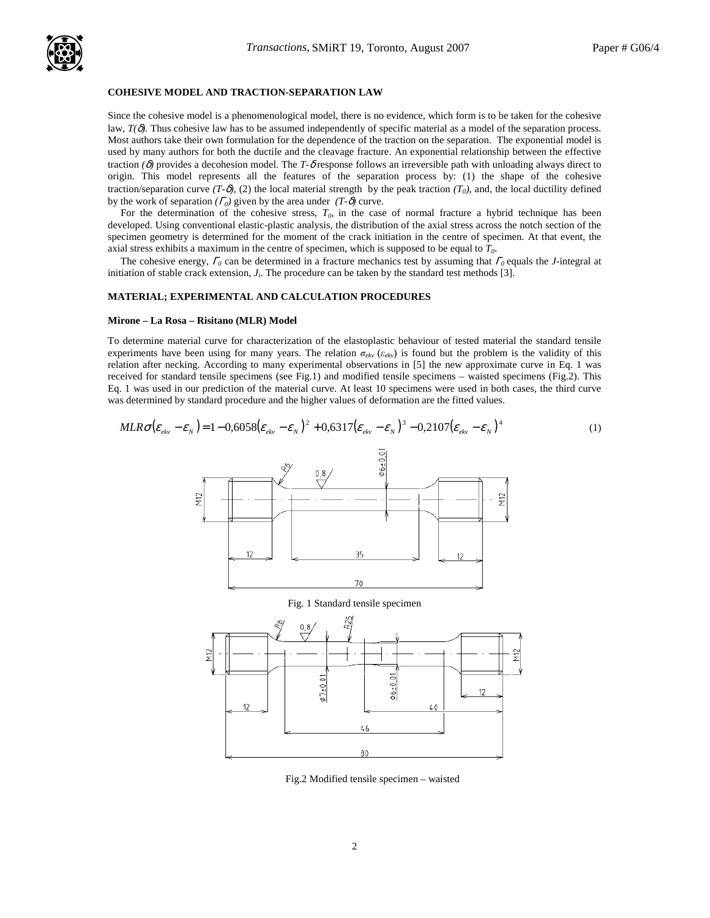## COHESIVE MODEL AND TRACTION-SEPARATION LAW

Since the cohesive model is a phenomenological model, there is no evidence, which form is to be taken for the cohesive law, $T(\delta)$. Thus cohesive law has to be assumed independently of specific material as a model of the separation process. Most authors take their own formulation for the dependence of the traction on the separation. The exponential model is used by many authors for both the ductile and the cleavage fracture. An exponential relationship between the effective traction $(\delta)$ provides a decohesion model. The $T$-$\delta$ response follows an irreversible path with unloading always direct to origin. This model represents all the features of the separation process by: (1) the shape of the cohesive traction/separation curve $(T$-$\delta)$, (2) the local material strength by the peak traction $(T_0)$, and, the local ductility defined by the work of separation $(\Gamma_0)$ given by the area under $(T$-$\delta)$ curve.

For the determination of the cohesive stress, $T_0$, in the case of normal fracture a hybrid technique has been developed. Using conventional elastic-plastic analysis, the distribution of the axial stress across the notch section of the specimen geometry is determined for the moment of the crack initiation in the centre of specimen. At that event, the axial stress exhibits a maximum in the centre of specimen, which is supposed to be equal to $T_0$.

The cohesive energy, $\Gamma_0$ can be determined in a fracture mechanics test by assuming that $\Gamma_0$ equals the $J$-integral at initiation of stable crack extension, $J_i$. The procedure can be taken by the standard test methods [3].

## MATERIAL; EXPERIMENTAL AND CALCULATION PROCEDURES

### Mirone – La Rosa – Risitano (MLR) Model

To determine material curve for characterization of the elastoplastic behaviour of tested material the standard tensile experiments have been using for many years. The relation $\sigma_{ekv}$ $(\varepsilon_{ekv})$ is found but the problem is the validity of this relation after necking. According to many experimental observations in [5] the new approximate curve in Eq. 1 was received for standard tensile specimens (see Fig.1) and modified tensile specimens – waisted specimens (Fig.2). This Eq. 1 was used in our prediction of the material curve. At least 10 specimens were used in both cases, the third curve was determined by standard procedure and the higher values of deformation are the fitted values.

$$MLR\sigma(\varepsilon_{ekv} - \varepsilon_N) = 1 - 0{,}6058(\varepsilon_{ekv} - \varepsilon_N)^2 + 0{,}6317(\varepsilon_{ekv} - \varepsilon_N)^3 - 0{,}2107(\varepsilon_{ekv} - \varepsilon_N)^4 \tag{1}$$

Fig. 1 Standard tensile specimen

Fig.2 Modified tensile specimen – waisted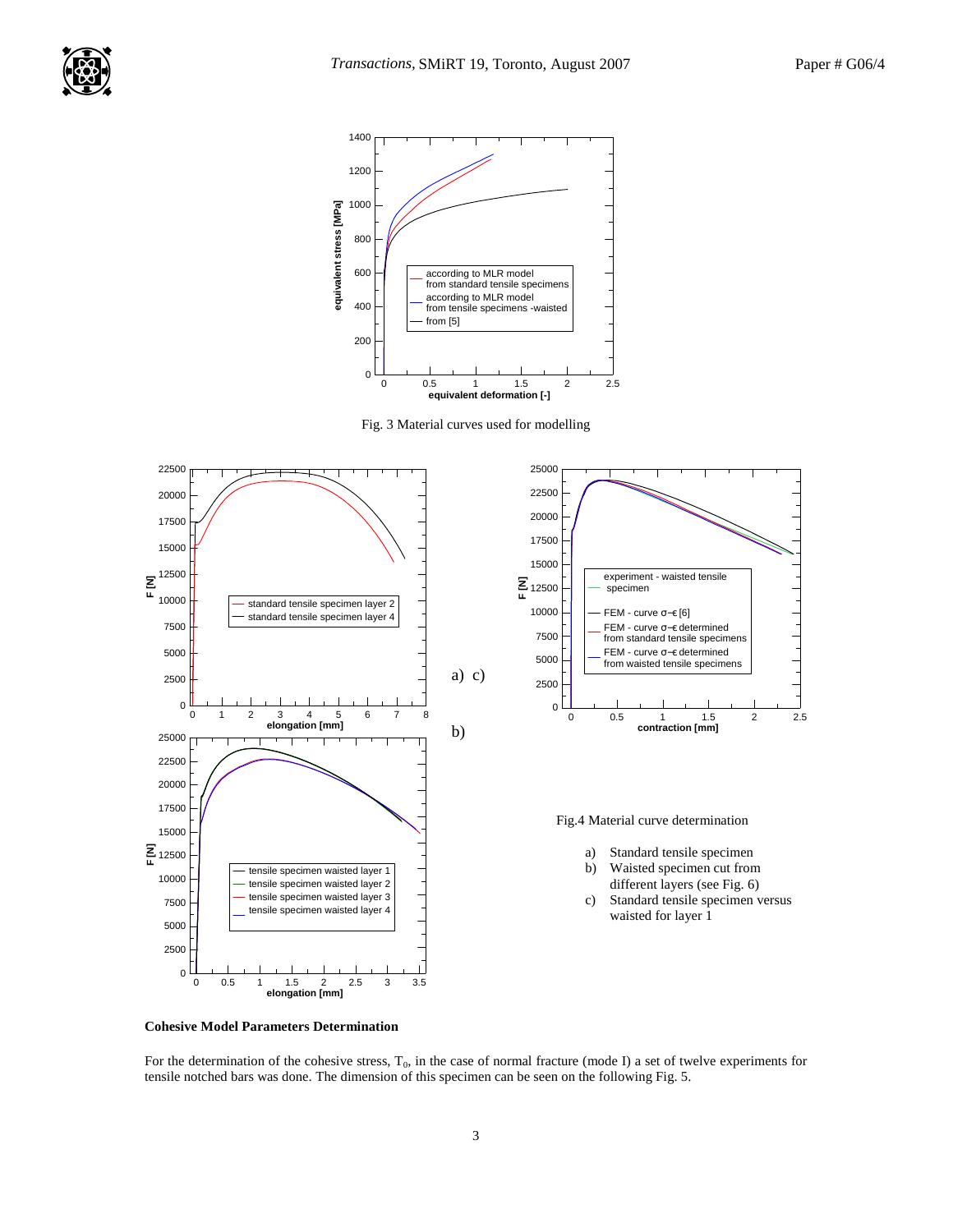Fig. 3 Material curves used for modelling

Fig.4 Material curve determination

a) Standard tensile specimen
b) Waisted specimen cut from different layers (see Fig. 6)
c) Standard tensile specimen versus waisted for layer 1

**Cohesive Model Parameters Determination**

For the determination of the cohesive stress, $T_0$, in the case of normal fracture (mode I) a set of twelve experiments for tensile notched bars was done. The dimension of this specimen can be seen on the following Fig. 5.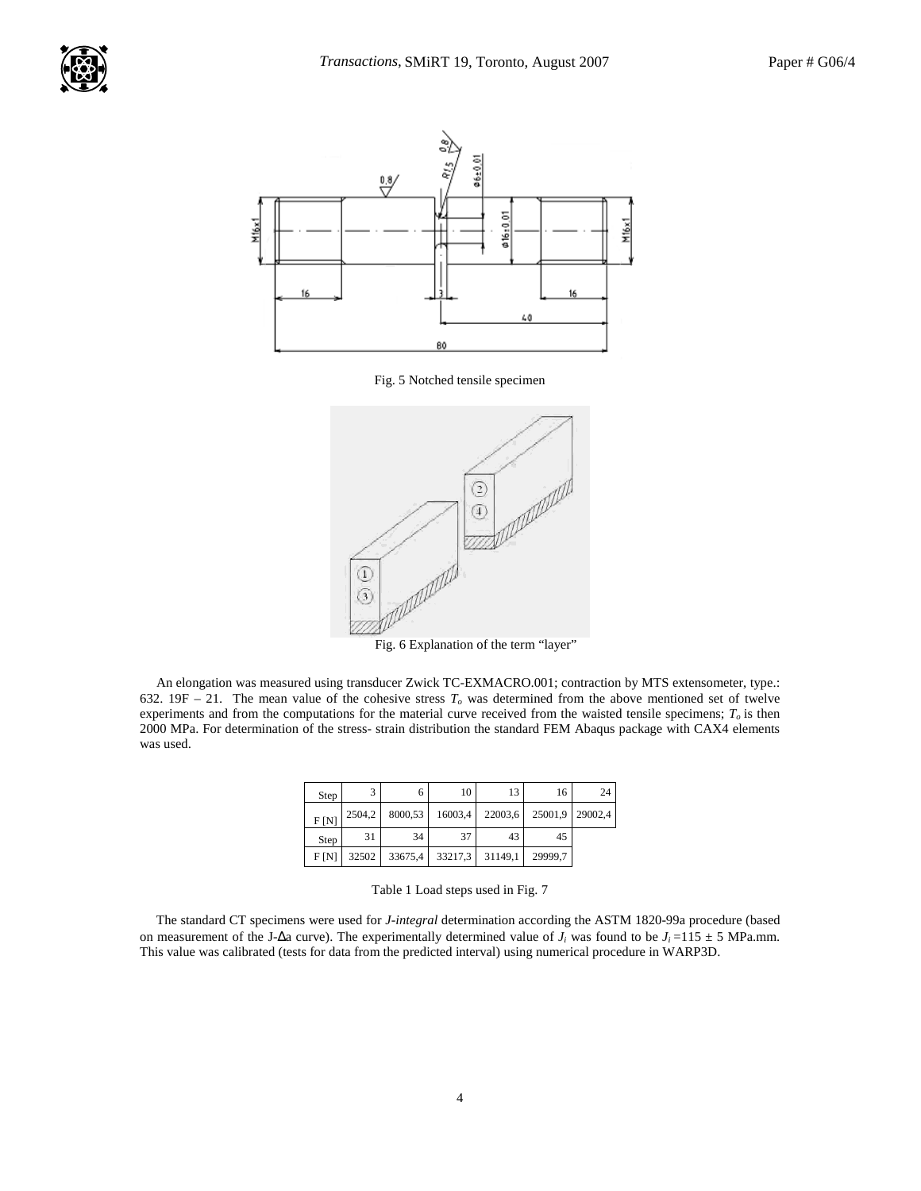Fig. 5 Notched tensile specimen

Fig. 6 Explanation of the term "layer"

An elongation was measured using transducer Zwick TC-EXMACRO.001; contraction by MTS extensometer, type.: 632. 19F – 21. The mean value of the cohesive stress $T_o$ was determined from the above mentioned set of twelve experiments and from the computations for the material curve received from the waisted tensile specimens; $T_o$ is then 2000 MPa. For determination of the stress- strain distribution the standard FEM Abaqus package with CAX4 elements was used.

| Step | 3 | 6 | 10 | 13 | 16 | 24 |
|---|---|---|---|---|---|---|
| F [N] | 2504,2 | 8000,53 | 16003,4 | 22003,6 | 25001,9 | 29002,4 |
| Step | 31 | 34 | 37 | 43 | 45 | |
| F [N] | 32502 | 33675,4 | 33217,3 | 31149,1 | 29999,7 | |

Table 1 Load steps used in Fig. 7

The standard CT specimens were used for *J-integral* determination according the ASTM 1820-99a procedure (based on measurement of the J-Δa curve). The experimentally determined value of $J_i$ was found to be $J_i = 115 \pm 5$ MPa.mm. This value was calibrated (tests for data from the predicted interval) using numerical procedure in WARP3D.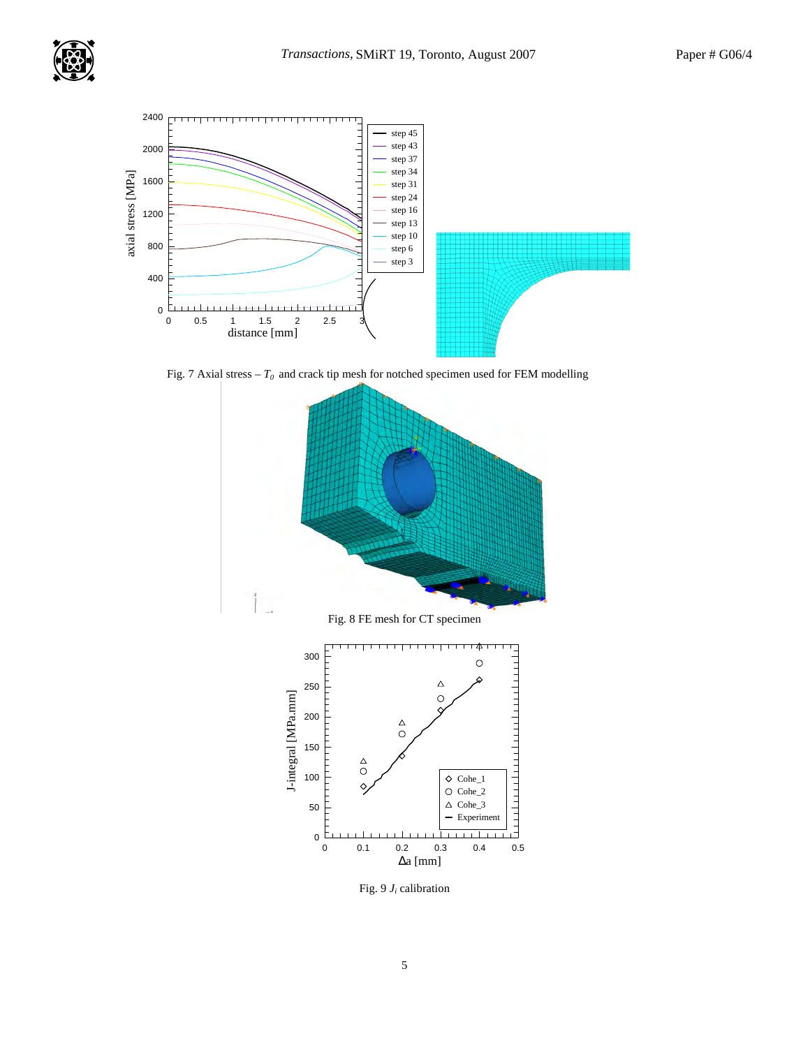Fig. 7 Axial stress – $T_0$ and crack tip mesh for notched specimen used for FEM modelling

Fig. 8 FE mesh for CT specimen

Fig. 9 $J_i$ calibration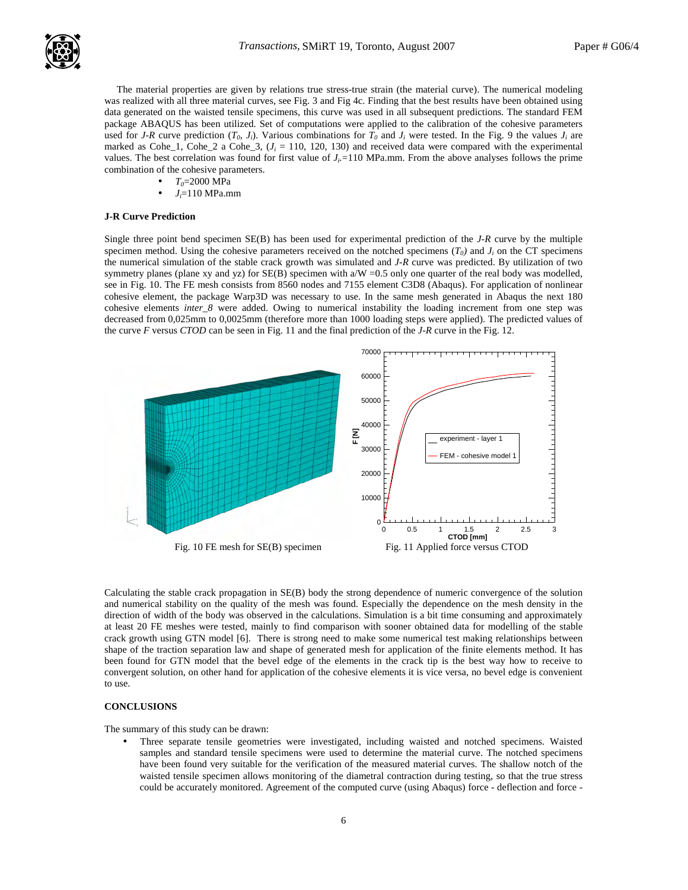The material properties are given by relations true stress-true strain (the material curve). The numerical modeling was realized with all three material curves, see Fig. 3 and Fig 4c. Finding that the best results have been obtained using data generated on the waisted tensile specimens, this curve was used in all subsequent predictions. The standard FEM package ABAQUS has been utilized. Set of computations were applied to the calibration of the cohesive parameters used for *J-R* curve prediction ($T_0$, $J_i$). Various combinations for $T_0$ and $J_i$ were tested. In the Fig. 9 the values $J_i$ are marked as Cohe_1, Cohe_2 a Cohe_3, ($J_i$ = 110, 120, 130) and received data were compared with the experimental values. The best correlation was found for first value of $J_i$=110 MPa.mm. From the above analyses follows the prime combination of the cohesive parameters.

- $T_0$=2000 MPa
- $J_i$=110 MPa.mm

**J-R Curve Prediction**

Single three point bend specimen SE(B) has been used for experimental prediction of the *J-R* curve by the multiple specimen method. Using the cohesive parameters received on the notched specimens ($T_0$) and $J_i$ on the CT specimens the numerical simulation of the stable crack growth was simulated and *J-R* curve was predicted. By utilization of two symmetry planes (plane xy and yz) for SE(B) specimen with a/W =0.5 only one quarter of the real body was modelled, see in Fig. 10. The FE mesh consists from 8560 nodes and 7155 element C3D8 (Abaqus). For application of nonlinear cohesive element, the package Warp3D was necessary to use. In the same mesh generated in Abaqus the next 180 cohesive elements *inter_8* were added. Owing to numerical instability the loading increment from one step was decreased from 0,025mm to 0,0025mm (therefore more than 1000 loading steps were applied). The predicted values of the curve *F* versus *CTOD* can be seen in Fig. 11 and the final prediction of the *J-R* curve in the Fig. 12.

Fig. 10 FE mesh for SE(B) specimen

Fig. 11 Applied force versus CTOD

Calculating the stable crack propagation in SE(B) body the strong dependence of numeric convergence of the solution and numerical stability on the quality of the mesh was found. Especially the dependence on the mesh density in the direction of width of the body was observed in the calculations. Simulation is a bit time consuming and approximately at least 20 FE meshes were tested, mainly to find comparison with sooner obtained data for modelling of the stable crack growth using GTN model [6]. There is strong need to make some numerical test making relationships between shape of the traction separation law and shape of generated mesh for application of the finite elements method. It has been found for GTN model that the bevel edge of the elements in the crack tip is the best way how to receive to convergent solution, on other hand for application of the cohesive elements it is vice versa, no bevel edge is convenient to use.

**CONCLUSIONS**

The summary of this study can be drawn:

- Three separate tensile geometries were investigated, including waisted and notched specimens. Waisted samples and standard tensile specimens were used to determine the material curve. The notched specimens have been found very suitable for the verification of the measured material curves. The shallow notch of the waisted tensile specimen allows monitoring of the diametral contraction during testing, so that the true stress could be accurately monitored. Agreement of the computed curve (using Abaqus) force - deflection and force -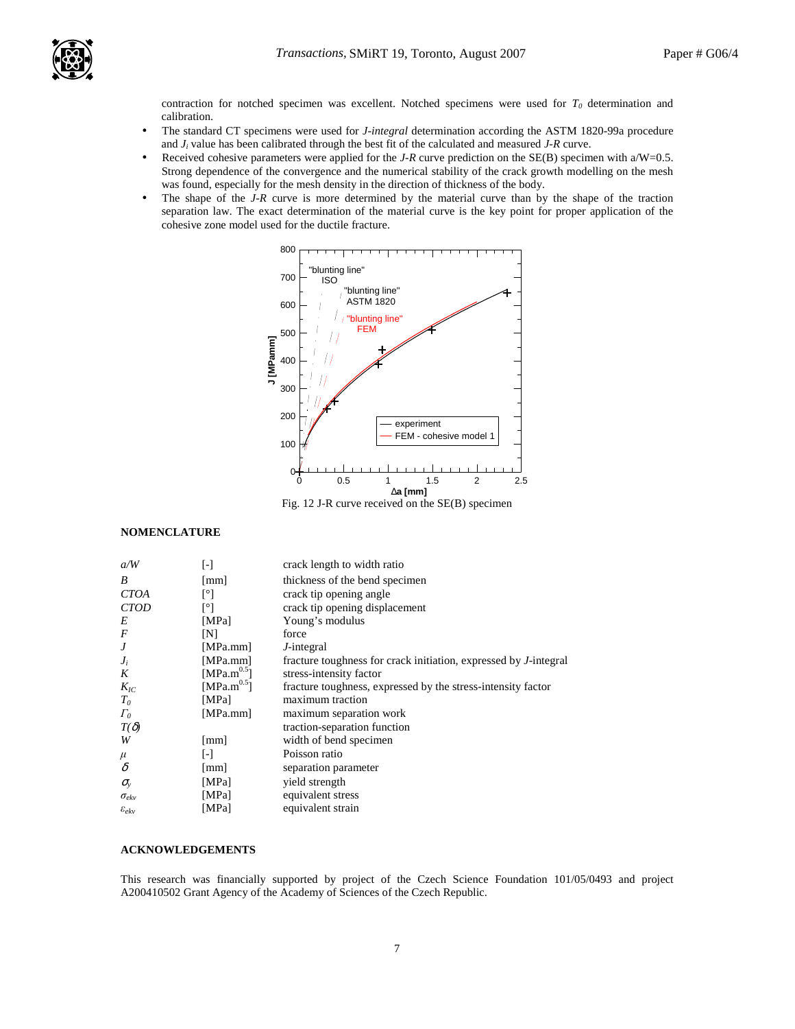contraction for notched specimen was excellent. Notched specimens were used for $T_0$ determination and calibration.

- The standard CT specimens were used for *J-integral* determination according the ASTM 1820-99a procedure and $J_i$ value has been calibrated through the best fit of the calculated and measured *J-R* curve.
- Received cohesive parameters were applied for the *J-R* curve prediction on the SE(B) specimen with a/W=0.5. Strong dependence of the convergence and the numerical stability of the crack growth modelling on the mesh was found, especially for the mesh density in the direction of thickness of the body.
- The shape of the *J-R* curve is more determined by the material curve than by the shape of the traction separation law. The exact determination of the material curve is the key point for proper application of the cohesive zone model used for the ductile fracture.

Fig. 12 J-R curve received on the SE(B) specimen

## NOMENCLATURE

| | | |
|---|---|---|
| *a/W* | [-] | crack length to width ratio |
| *B* | [mm] | thickness of the bend specimen |
| *CTOA* | [°] | crack tip opening angle |
| *CTOD* | [°] | crack tip opening displacement |
| *E* | [MPa] | Young's modulus |
| *F* | [N] | force |
| *J* | [MPa.mm] | *J*-integral |
| $J_i$ | [MPa.mm] | fracture toughness for crack initiation, expressed by *J*-integral |
| *K* | [MPa.m$^{0.5}$] | stress-intensity factor |
| $K_{IC}$ | [MPa.m$^{0.5}$] | fracture toughness, expressed by the stress-intensity factor |
| $T_0$ | [MPa] | maximum traction |
| $\Gamma_0$ | [MPa.mm] | maximum separation work |
| $T(\delta)$ | | traction-separation function |
| *W* | [mm] | width of bend specimen |
| $\mu$ | [-] | Poisson ratio |
| $\delta$ | [mm] | separation parameter |
| $\sigma_y$ | [MPa] | yield strength |
| $\sigma_{ekv}$ | [MPa] | equivalent stress |
| $\varepsilon_{ekv}$ | [MPa] | equivalent strain |

## ACKNOWLEDGEMENTS

This research was financially supported by project of the Czech Science Foundation 101/05/0493 and project A200410502 Grant Agency of the Academy of Sciences of the Czech Republic.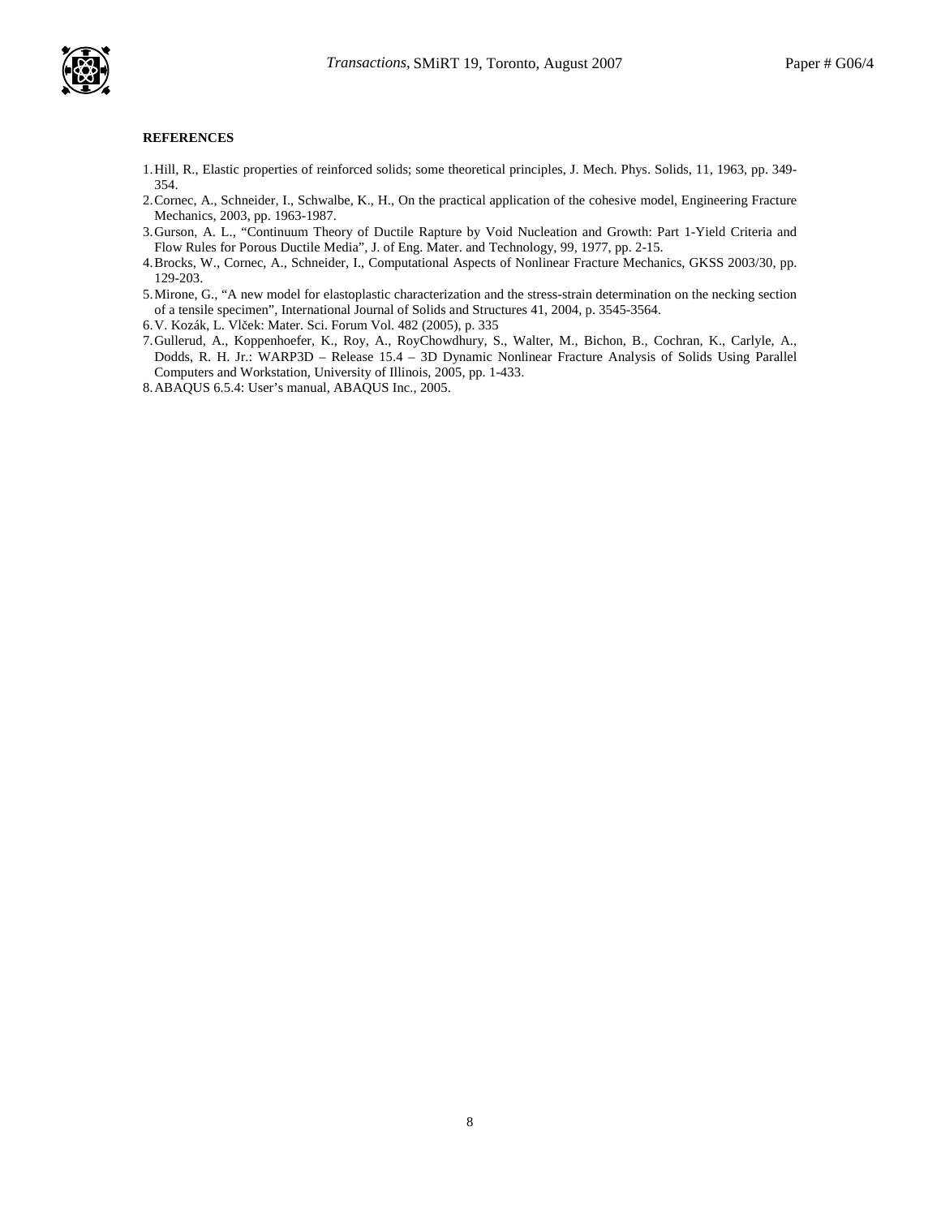**REFERENCES**

1. Hill, R., Elastic properties of reinforced solids; some theoretical principles, J. Mech. Phys. Solids, 11, 1963, pp. 349-354.
2. Cornec, A., Schneider, I., Schwalbe, K., H., On the practical application of the cohesive model, Engineering Fracture Mechanics, 2003, pp. 1963-1987.
3. Gurson, A. L., "Continuum Theory of Ductile Rapture by Void Nucleation and Growth: Part 1-Yield Criteria and Flow Rules for Porous Ductile Media", J. of Eng. Mater. and Technology, 99, 1977, pp. 2-15.
4. Brocks, W., Cornec, A., Schneider, I., Computational Aspects of Nonlinear Fracture Mechanics, GKSS 2003/30, pp. 129-203.
5. Mirone, G., "A new model for elastoplastic characterization and the stress-strain determination on the necking section of a tensile specimen", International Journal of Solids and Structures 41, 2004, p. 3545-3564.
6. V. Kozák, L. Vlček: Mater. Sci. Forum Vol. 482 (2005), p. 335
7. Gullerud, A., Koppenhoefer, K., Roy, A., RoyChowdhury, S., Walter, M., Bichon, B., Cochran, K., Carlyle, A., Dodds, R. H. Jr.: WARP3D – Release 15.4 – 3D Dynamic Nonlinear Fracture Analysis of Solids Using Parallel Computers and Workstation, University of Illinois, 2005, pp. 1-433.
8. ABAQUS 6.5.4: User's manual, ABAQUS Inc., 2005.